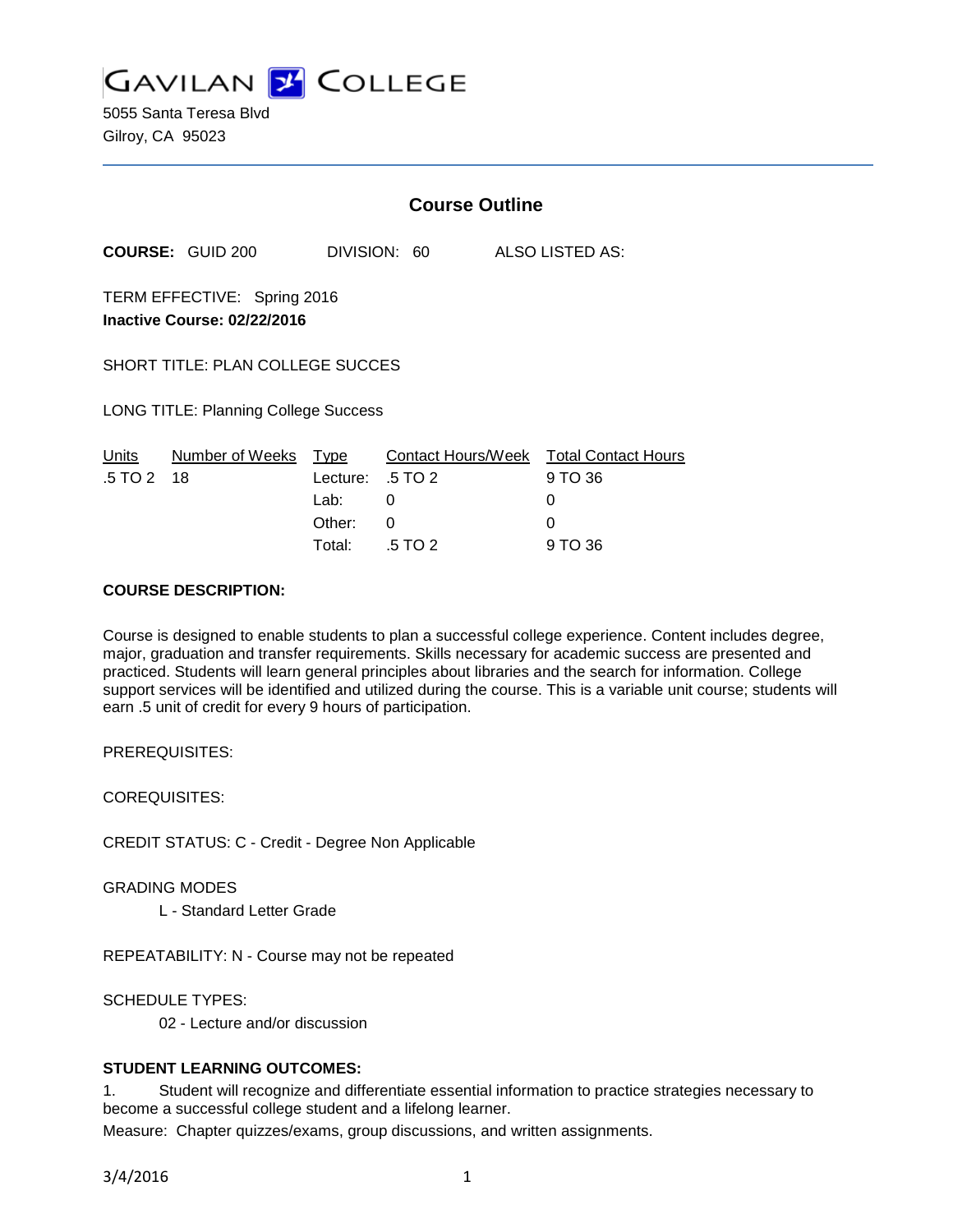GAVILAN COLLEGE

5055 Santa Teresa Blvd
Gilroy, CA 95023

## Course Outline

**COURSE:** GUID 200 DIVISION: 60 ALSO LISTED AS:

TERM EFFECTIVE: Spring 2016

**Inactive Course: 02/22/2016**

SHORT TITLE: PLAN COLLEGE SUCCES

LONG TITLE: Planning College Success

| Units | Number of Weeks | Type | Contact Hours/Week | Total Contact Hours |
|---|---|---|---|---|
| .5 TO 2 | 18 | Lecture: | .5 TO 2 | 9 TO 36 |
| | | Lab: | 0 | 0 |
| | | Other: | 0 | 0 |
| | | Total: | .5 TO 2 | 9 TO 36 |

**COURSE DESCRIPTION:**

Course is designed to enable students to plan a successful college experience. Content includes degree, major, graduation and transfer requirements. Skills necessary for academic success are presented and practiced. Students will learn general principles about libraries and the search for information. College support services will be identified and utilized during the course. This is a variable unit course; students will earn .5 unit of credit for every 9 hours of participation.

PREREQUISITES:

COREQUISITES:

CREDIT STATUS: C - Credit - Degree Non Applicable

GRADING MODES

L - Standard Letter Grade

REPEATABILITY: N - Course may not be repeated

SCHEDULE TYPES:

02 - Lecture and/or discussion

**STUDENT LEARNING OUTCOMES:**

1. Student will recognize and differentiate essential information to practice strategies necessary to become a successful college student and a lifelong learner.

Measure: Chapter quizzes/exams, group discussions, and written assignments.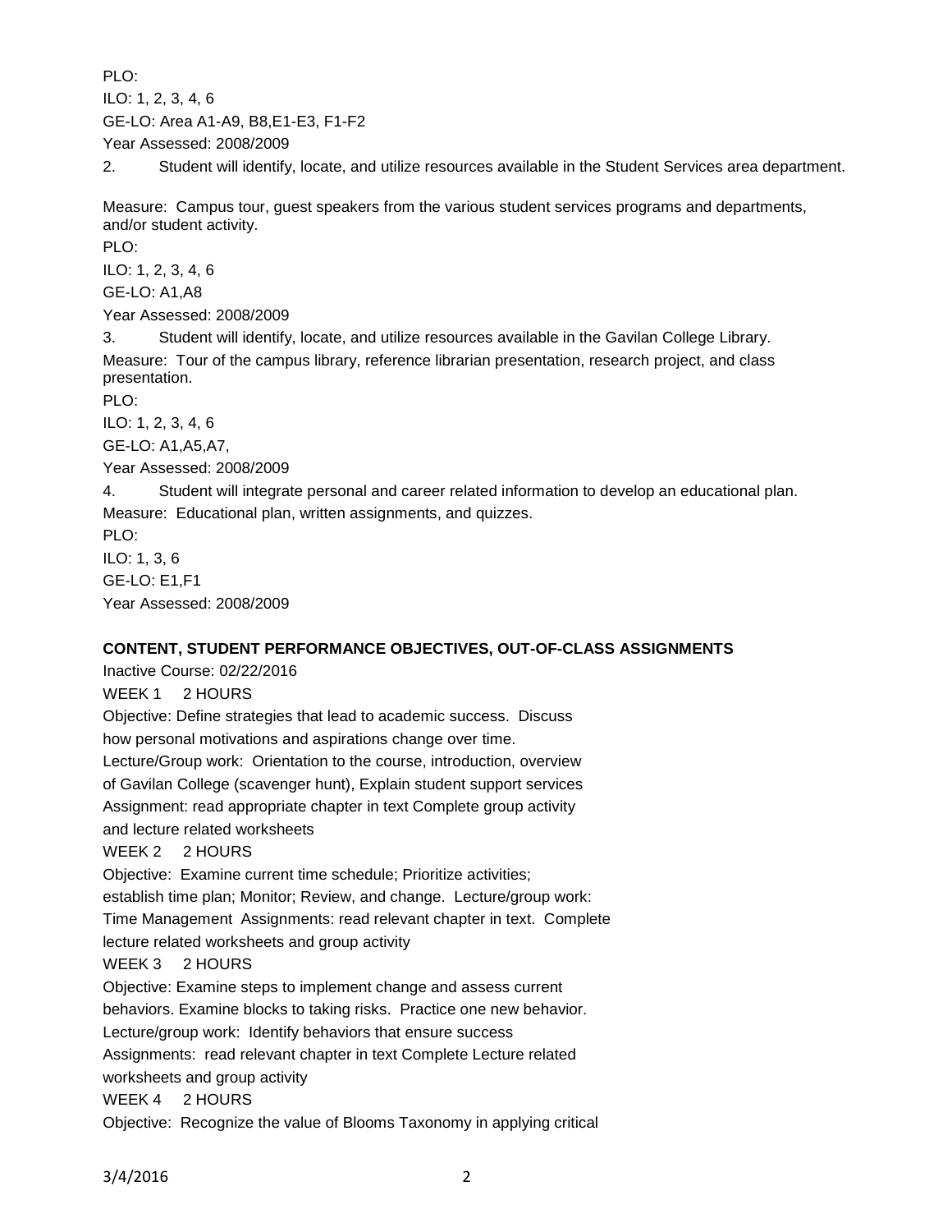PLO:

ILO: 1, 2, 3, 4, 6

GE-LO: Area A1-A9, B8,E1-E3, F1-F2

Year Assessed: 2008/2009

2. Student will identify, locate, and utilize resources available in the Student Services area department.

Measure: Campus tour, guest speakers from the various student services programs and departments, and/or student activity.

PLO:

ILO: 1, 2, 3, 4, 6

GE-LO: A1,A8

Year Assessed: 2008/2009

3. Student will identify, locate, and utilize resources available in the Gavilan College Library.

Measure: Tour of the campus library, reference librarian presentation, research project, and class presentation.

PLO:

ILO: 1, 2, 3, 4, 6

GE-LO: A1,A5,A7,

Year Assessed: 2008/2009

4. Student will integrate personal and career related information to develop an educational plan.

Measure: Educational plan, written assignments, and quizzes.

PLO:

ILO: 1, 3, 6

GE-LO: E1,F1

Year Assessed: 2008/2009

**CONTENT, STUDENT PERFORMANCE OBJECTIVES, OUT-OF-CLASS ASSIGNMENTS**

Inactive Course: 02/22/2016

WEEK 1 2 HOURS

Objective: Define strategies that lead to academic success. Discuss how personal motivations and aspirations change over time.
Lecture/Group work: Orientation to the course, introduction, overview of Gavilan College (scavenger hunt), Explain student support services
Assignment: read appropriate chapter in text Complete group activity and lecture related worksheets

WEEK 2 2 HOURS

Objective: Examine current time schedule; Prioritize activities; establish time plan; Monitor; Review, and change. Lecture/group work: Time Management Assignments: read relevant chapter in text. Complete lecture related worksheets and group activity

WEEK 3 2 HOURS

Objective: Examine steps to implement change and assess current behaviors. Examine blocks to taking risks. Practice one new behavior.
Lecture/group work: Identify behaviors that ensure success
Assignments: read relevant chapter in text Complete Lecture related worksheets and group activity

WEEK 4 2 HOURS

Objective: Recognize the value of Blooms Taxonomy in applying critical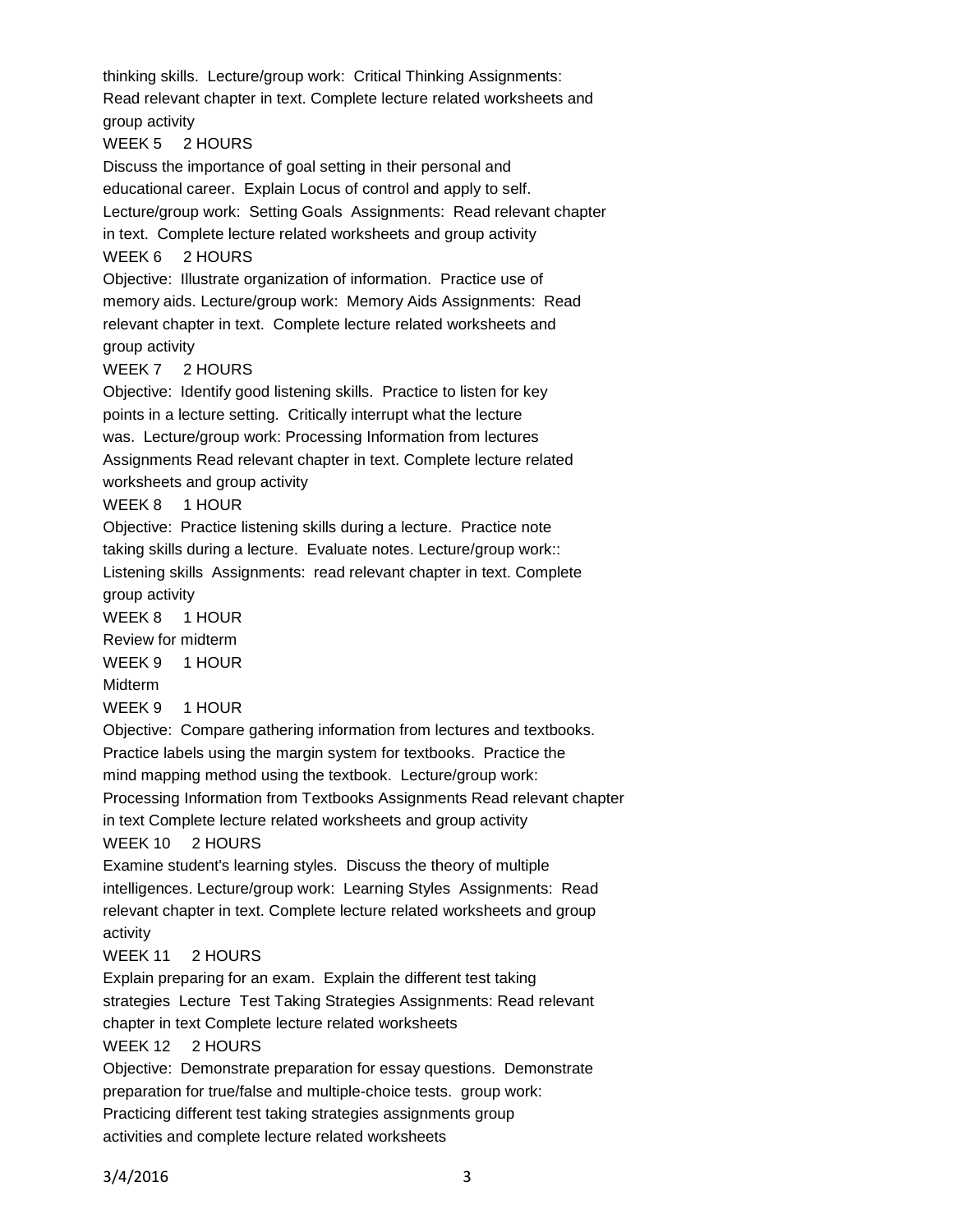thinking skills. Lecture/group work: Critical Thinking Assignments: Read relevant chapter in text. Complete lecture related worksheets and group activity

WEEK 5 2 HOURS

Discuss the importance of goal setting in their personal and educational career. Explain Locus of control and apply to self. Lecture/group work: Setting Goals Assignments: Read relevant chapter in text. Complete lecture related worksheets and group activity

WEEK 6 2 HOURS

Objective: Illustrate organization of information. Practice use of memory aids. Lecture/group work: Memory Aids Assignments: Read relevant chapter in text. Complete lecture related worksheets and group activity

WEEK 7 2 HOURS

Objective: Identify good listening skills. Practice to listen for key points in a lecture setting. Critically interrupt what the lecture was. Lecture/group work: Processing Information from lectures Assignments Read relevant chapter in text. Complete lecture related worksheets and group activity

WEEK 8 1 HOUR

Objective: Practice listening skills during a lecture. Practice note taking skills during a lecture. Evaluate notes. Lecture/group work:: Listening skills Assignments: read relevant chapter in text. Complete group activity

WEEK 8 1 HOUR

Review for midterm

WEEK 9 1 HOUR

Midterm

WEEK 9 1 HOUR

Objective: Compare gathering information from lectures and textbooks. Practice labels using the margin system for textbooks. Practice the mind mapping method using the textbook. Lecture/group work: Processing Information from Textbooks Assignments Read relevant chapter in text Complete lecture related worksheets and group activity

WEEK 10 2 HOURS

Examine student's learning styles. Discuss the theory of multiple intelligences. Lecture/group work: Learning Styles Assignments: Read relevant chapter in text. Complete lecture related worksheets and group activity

WEEK 11 2 HOURS

Explain preparing for an exam. Explain the different test taking strategies Lecture Test Taking Strategies Assignments: Read relevant chapter in text Complete lecture related worksheets

WEEK 12 2 HOURS

Objective: Demonstrate preparation for essay questions. Demonstrate preparation for true/false and multiple-choice tests. group work: Practicing different test taking strategies assignments group activities and complete lecture related worksheets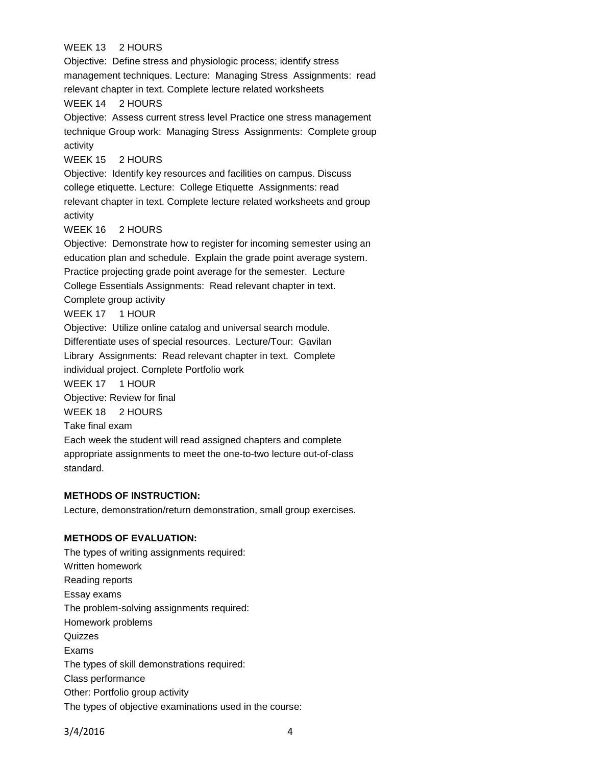WEEK 13 2 HOURS

Objective: Define stress and physiologic process; identify stress management techniques. Lecture: Managing Stress Assignments: read relevant chapter in text. Complete lecture related worksheets

WEEK 14 2 HOURS

Objective: Assess current stress level Practice one stress management technique Group work: Managing Stress Assignments: Complete group activity

WEEK 15 2 HOURS

Objective: Identify key resources and facilities on campus. Discuss college etiquette. Lecture: College Etiquette Assignments: read relevant chapter in text. Complete lecture related worksheets and group activity

WEEK 16 2 HOURS

Objective: Demonstrate how to register for incoming semester using an education plan and schedule. Explain the grade point average system. Practice projecting grade point average for the semester. Lecture College Essentials Assignments: Read relevant chapter in text. Complete group activity

WEEK 17 1 HOUR

Objective: Utilize online catalog and universal search module. Differentiate uses of special resources. Lecture/Tour: Gavilan Library Assignments: Read relevant chapter in text. Complete individual project. Complete Portfolio work

WEEK 17 1 HOUR

Objective: Review for final

WEEK 18 2 HOURS

Take final exam

Each week the student will read assigned chapters and complete appropriate assignments to meet the one-to-two lecture out-of-class standard.

**METHODS OF INSTRUCTION:**

Lecture, demonstration/return demonstration, small group exercises.

**METHODS OF EVALUATION:**

The types of writing assignments required:

Written homework

Reading reports

Essay exams

The problem-solving assignments required:

Homework problems

Quizzes

Exams

The types of skill demonstrations required:

Class performance

Other: Portfolio group activity

The types of objective examinations used in the course: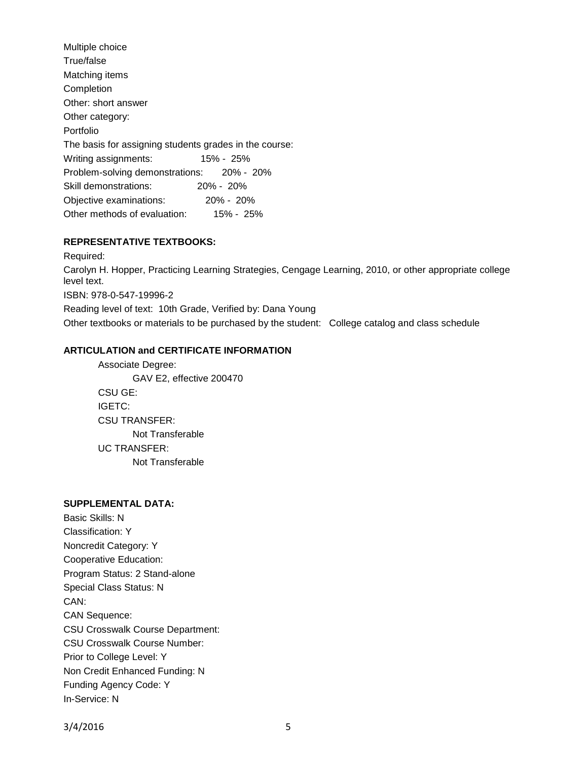Multiple choice
True/false
Matching items
Completion
Other: short answer
Other category:
Portfolio
The basis for assigning students grades in the course:

| | |
|---|---|
| Writing assignments: | 15% - 25% |
| Problem-solving demonstrations: | 20% - 20% |
| Skill demonstrations: | 20% - 20% |
| Objective examinations: | 20% - 20% |
| Other methods of evaluation: | 15% - 25% |

**REPRESENTATIVE TEXTBOOKS:**

Required:
Carolyn H. Hopper, Practicing Learning Strategies, Cengage Learning, 2010, or other appropriate college level text.
ISBN: 978-0-547-19996-2
Reading level of text: 10th Grade, Verified by: Dana Young
Other textbooks or materials to be purchased by the student: College catalog and class schedule

**ARTICULATION and CERTIFICATE INFORMATION**

Associate Degree:
 GAV E2, effective 200470
CSU GE:
IGETC:
CSU TRANSFER:
 Not Transferable
UC TRANSFER:
 Not Transferable

**SUPPLEMENTAL DATA:**

Basic Skills: N
Classification: Y
Noncredit Category: Y
Cooperative Education:
Program Status: 2 Stand-alone
Special Class Status: N
CAN:
CAN Sequence:
CSU Crosswalk Course Department:
CSU Crosswalk Course Number:
Prior to College Level: Y
Non Credit Enhanced Funding: N
Funding Agency Code: Y
In-Service: N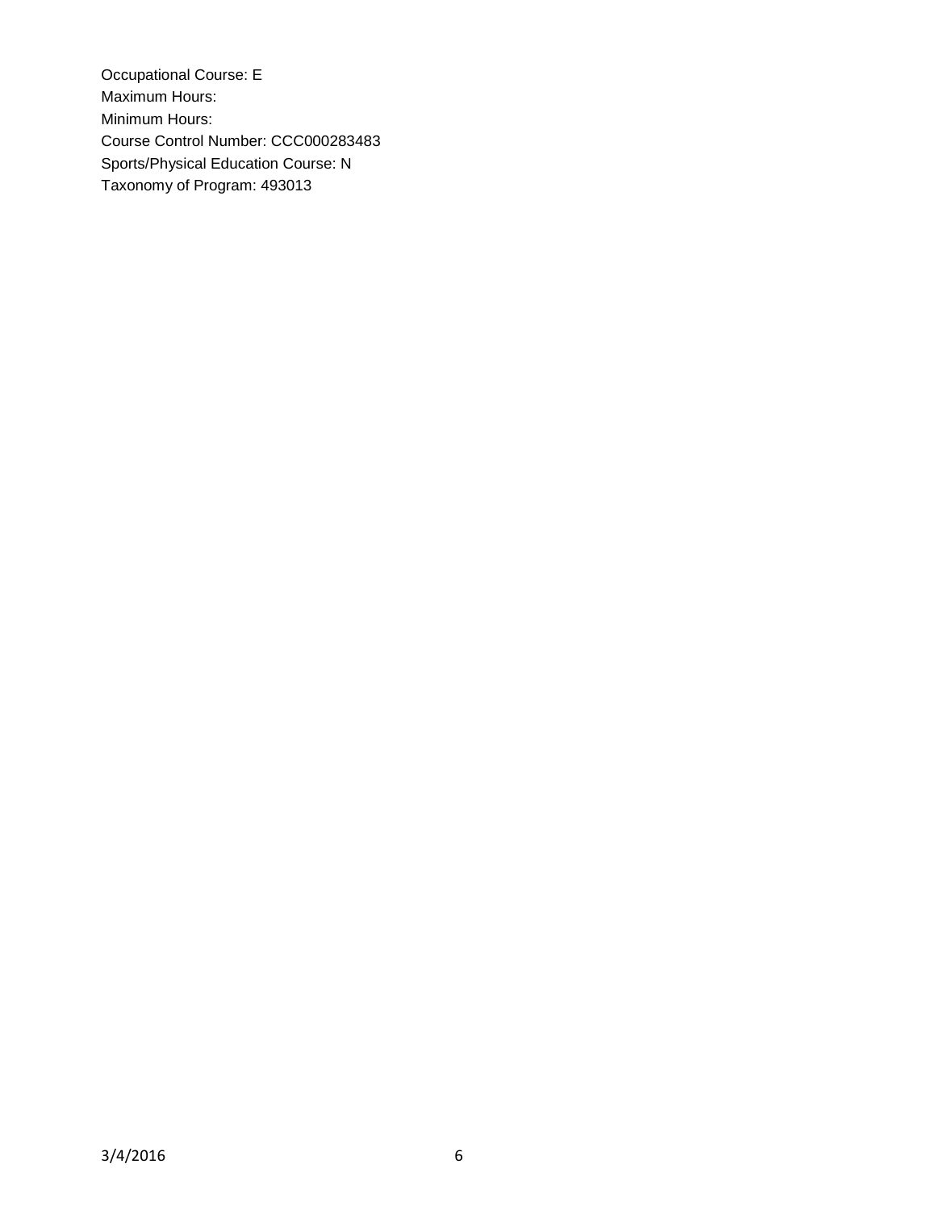Occupational Course: E
Maximum Hours:
Minimum Hours:
Course Control Number: CCC000283483
Sports/Physical Education Course: N
Taxonomy of Program: 493013